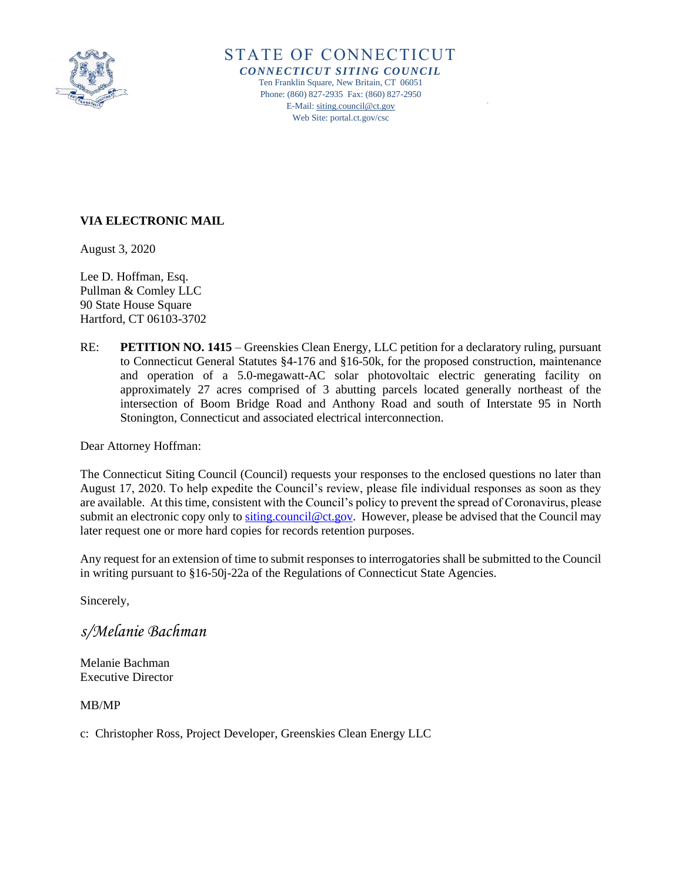# STATE OF CONNECTICUT

***CONNECTICUT SITING COUNCIL***

Ten Franklin Square, New Britain, CT 06051
Phone: (860) 827-2935 Fax: (860) 827-2950
E-Mail: siting.council@ct.gov
Web Site: portal.ct.gov/csc

**VIA ELECTRONIC MAIL**

August 3, 2020

Lee D. Hoffman, Esq.
Pullman & Comley LLC
90 State House Square
Hartford, CT 06103-3702

RE: **PETITION NO. 1415** – Greenskies Clean Energy, LLC petition for a declaratory ruling, pursuant to Connecticut General Statutes §4-176 and §16-50k, for the proposed construction, maintenance and operation of a 5.0-megawatt-AC solar photovoltaic electric generating facility on approximately 27 acres comprised of 3 abutting parcels located generally northeast of the intersection of Boom Bridge Road and Anthony Road and south of Interstate 95 in North Stonington, Connecticut and associated electrical interconnection.

Dear Attorney Hoffman:

The Connecticut Siting Council (Council) requests your responses to the enclosed questions no later than August 17, 2020. To help expedite the Council's review, please file individual responses as soon as they are available. At this time, consistent with the Council's policy to prevent the spread of Coronavirus, please submit an electronic copy only to siting.council@ct.gov. However, please be advised that the Council may later request one or more hard copies for records retention purposes.

Any request for an extension of time to submit responses to interrogatories shall be submitted to the Council in writing pursuant to §16-50j-22a of the Regulations of Connecticut State Agencies.

Sincerely,

*s/Melanie Bachman*

Melanie Bachman
Executive Director

MB/MP

c: Christopher Ross, Project Developer, Greenskies Clean Energy LLC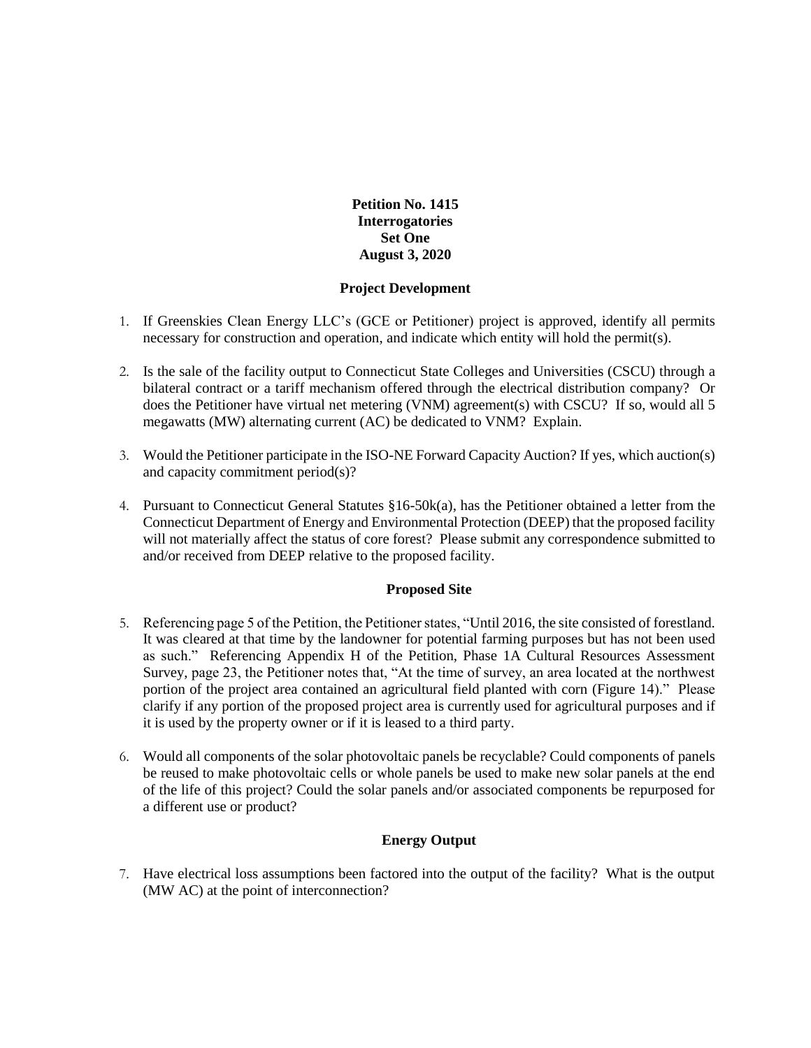**Petition No. 1415**
**Interrogatories**
**Set One**
**August 3, 2020**

## Project Development

1. If Greenskies Clean Energy LLC's (GCE or Petitioner) project is approved, identify all permits necessary for construction and operation, and indicate which entity will hold the permit(s).

2. Is the sale of the facility output to Connecticut State Colleges and Universities (CSCU) through a bilateral contract or a tariff mechanism offered through the electrical distribution company? Or does the Petitioner have virtual net metering (VNM) agreement(s) with CSCU? If so, would all 5 megawatts (MW) alternating current (AC) be dedicated to VNM? Explain.

3. Would the Petitioner participate in the ISO-NE Forward Capacity Auction? If yes, which auction(s) and capacity commitment period(s)?

4. Pursuant to Connecticut General Statutes §16-50k(a), has the Petitioner obtained a letter from the Connecticut Department of Energy and Environmental Protection (DEEP) that the proposed facility will not materially affect the status of core forest? Please submit any correspondence submitted to and/or received from DEEP relative to the proposed facility.

## Proposed Site

5. Referencing page 5 of the Petition, the Petitioner states, "Until 2016, the site consisted of forestland. It was cleared at that time by the landowner for potential farming purposes but has not been used as such." Referencing Appendix H of the Petition, Phase 1A Cultural Resources Assessment Survey, page 23, the Petitioner notes that, "At the time of survey, an area located at the northwest portion of the project area contained an agricultural field planted with corn (Figure 14)." Please clarify if any portion of the proposed project area is currently used for agricultural purposes and if it is used by the property owner or if it is leased to a third party.

6. Would all components of the solar photovoltaic panels be recyclable? Could components of panels be reused to make photovoltaic cells or whole panels be used to make new solar panels at the end of the life of this project? Could the solar panels and/or associated components be repurposed for a different use or product?

## Energy Output

7. Have electrical loss assumptions been factored into the output of the facility? What is the output (MW AC) at the point of interconnection?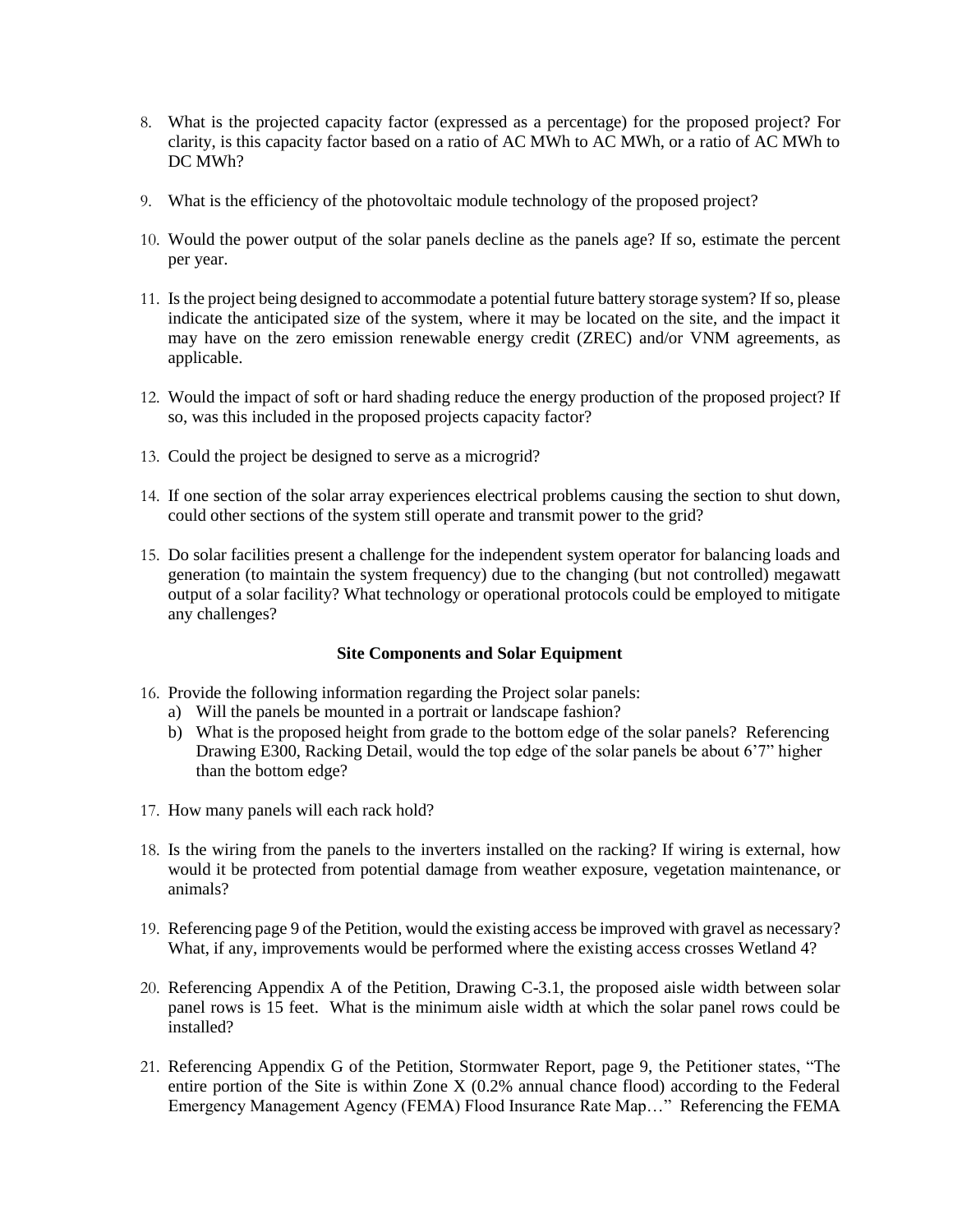8. What is the projected capacity factor (expressed as a percentage) for the proposed project? For clarity, is this capacity factor based on a ratio of AC MWh to AC MWh, or a ratio of AC MWh to DC MWh?

9. What is the efficiency of the photovoltaic module technology of the proposed project?

10. Would the power output of the solar panels decline as the panels age? If so, estimate the percent per year.

11. Is the project being designed to accommodate a potential future battery storage system? If so, please indicate the anticipated size of the system, where it may be located on the site, and the impact it may have on the zero emission renewable energy credit (ZREC) and/or VNM agreements, as applicable.

12. Would the impact of soft or hard shading reduce the energy production of the proposed project? If so, was this included in the proposed projects capacity factor?

13. Could the project be designed to serve as a microgrid?

14. If one section of the solar array experiences electrical problems causing the section to shut down, could other sections of the system still operate and transmit power to the grid?

15. Do solar facilities present a challenge for the independent system operator for balancing loads and generation (to maintain the system frequency) due to the changing (but not controlled) megawatt output of a solar facility? What technology or operational protocols could be employed to mitigate any challenges?

### Site Components and Solar Equipment

16. Provide the following information regarding the Project solar panels:
    a) Will the panels be mounted in a portrait or landscape fashion?
    b) What is the proposed height from grade to the bottom edge of the solar panels? Referencing Drawing E300, Racking Detail, would the top edge of the solar panels be about 6'7" higher than the bottom edge?

17. How many panels will each rack hold?

18. Is the wiring from the panels to the inverters installed on the racking? If wiring is external, how would it be protected from potential damage from weather exposure, vegetation maintenance, or animals?

19. Referencing page 9 of the Petition, would the existing access be improved with gravel as necessary? What, if any, improvements would be performed where the existing access crosses Wetland 4?

20. Referencing Appendix A of the Petition, Drawing C-3.1, the proposed aisle width between solar panel rows is 15 feet. What is the minimum aisle width at which the solar panel rows could be installed?

21. Referencing Appendix G of the Petition, Stormwater Report, page 9, the Petitioner states, "The entire portion of the Site is within Zone X (0.2% annual chance flood) according to the Federal Emergency Management Agency (FEMA) Flood Insurance Rate Map…" Referencing the FEMA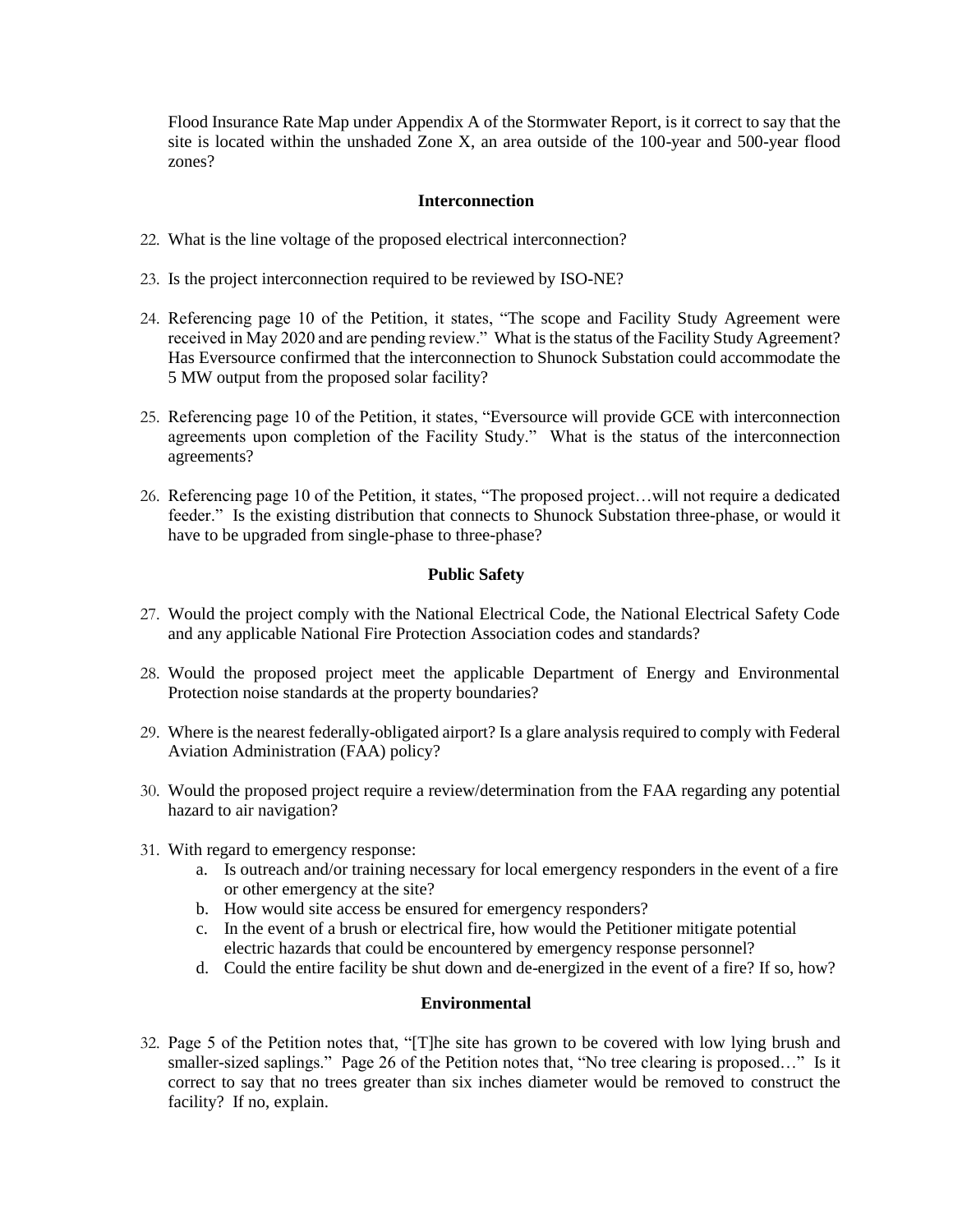Flood Insurance Rate Map under Appendix A of the Stormwater Report, is it correct to say that the site is located within the unshaded Zone X, an area outside of the 100-year and 500-year flood zones?

## Interconnection

22. What is the line voltage of the proposed electrical interconnection?

23. Is the project interconnection required to be reviewed by ISO-NE?

24. Referencing page 10 of the Petition, it states, "The scope and Facility Study Agreement were received in May 2020 and are pending review." What is the status of the Facility Study Agreement? Has Eversource confirmed that the interconnection to Shunock Substation could accommodate the 5 MW output from the proposed solar facility?

25. Referencing page 10 of the Petition, it states, "Eversource will provide GCE with interconnection agreements upon completion of the Facility Study." What is the status of the interconnection agreements?

26. Referencing page 10 of the Petition, it states, "The proposed project…will not require a dedicated feeder." Is the existing distribution that connects to Shunock Substation three-phase, or would it have to be upgraded from single-phase to three-phase?

## Public Safety

27. Would the project comply with the National Electrical Code, the National Electrical Safety Code and any applicable National Fire Protection Association codes and standards?

28. Would the proposed project meet the applicable Department of Energy and Environmental Protection noise standards at the property boundaries?

29. Where is the nearest federally-obligated airport? Is a glare analysis required to comply with Federal Aviation Administration (FAA) policy?

30. Would the proposed project require a review/determination from the FAA regarding any potential hazard to air navigation?

31. With regard to emergency response:
    a. Is outreach and/or training necessary for local emergency responders in the event of a fire or other emergency at the site?
    b. How would site access be ensured for emergency responders?
    c. In the event of a brush or electrical fire, how would the Petitioner mitigate potential electric hazards that could be encountered by emergency response personnel?
    d. Could the entire facility be shut down and de-energized in the event of a fire? If so, how?

## Environmental

32. Page 5 of the Petition notes that, "[T]he site has grown to be covered with low lying brush and smaller-sized saplings." Page 26 of the Petition notes that, "No tree clearing is proposed…" Is it correct to say that no trees greater than six inches diameter would be removed to construct the facility? If no, explain.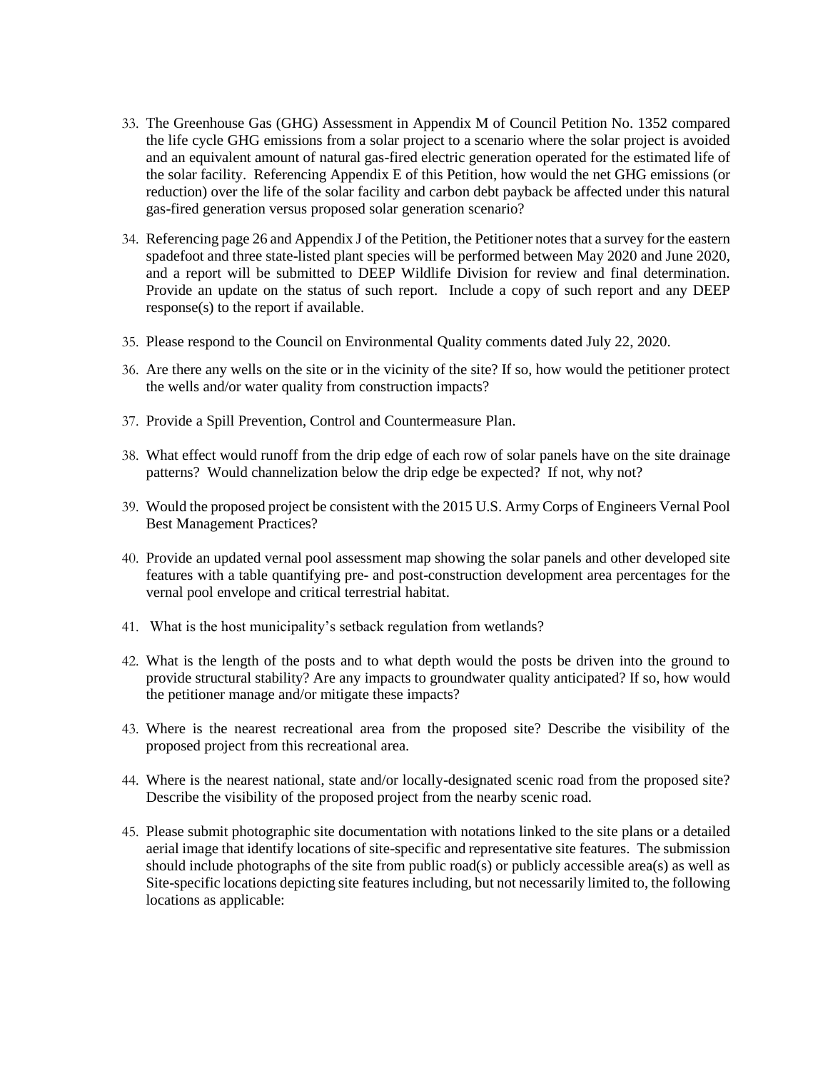33. The Greenhouse Gas (GHG) Assessment in Appendix M of Council Petition No. 1352 compared the life cycle GHG emissions from a solar project to a scenario where the solar project is avoided and an equivalent amount of natural gas-fired electric generation operated for the estimated life of the solar facility. Referencing Appendix E of this Petition, how would the net GHG emissions (or reduction) over the life of the solar facility and carbon debt payback be affected under this natural gas-fired generation versus proposed solar generation scenario?

34. Referencing page 26 and Appendix J of the Petition, the Petitioner notes that a survey for the eastern spadefoot and three state-listed plant species will be performed between May 2020 and June 2020, and a report will be submitted to DEEP Wildlife Division for review and final determination. Provide an update on the status of such report. Include a copy of such report and any DEEP response(s) to the report if available.

35. Please respond to the Council on Environmental Quality comments dated July 22, 2020.

36. Are there any wells on the site or in the vicinity of the site? If so, how would the petitioner protect the wells and/or water quality from construction impacts?

37. Provide a Spill Prevention, Control and Countermeasure Plan.

38. What effect would runoff from the drip edge of each row of solar panels have on the site drainage patterns? Would channelization below the drip edge be expected? If not, why not?

39. Would the proposed project be consistent with the 2015 U.S. Army Corps of Engineers Vernal Pool Best Management Practices?

40. Provide an updated vernal pool assessment map showing the solar panels and other developed site features with a table quantifying pre- and post-construction development area percentages for the vernal pool envelope and critical terrestrial habitat.

41. What is the host municipality's setback regulation from wetlands?

42. What is the length of the posts and to what depth would the posts be driven into the ground to provide structural stability? Are any impacts to groundwater quality anticipated? If so, how would the petitioner manage and/or mitigate these impacts?

43. Where is the nearest recreational area from the proposed site? Describe the visibility of the proposed project from this recreational area.

44. Where is the nearest national, state and/or locally-designated scenic road from the proposed site? Describe the visibility of the proposed project from the nearby scenic road.

45. Please submit photographic site documentation with notations linked to the site plans or a detailed aerial image that identify locations of site-specific and representative site features. The submission should include photographs of the site from public road(s) or publicly accessible area(s) as well as Site-specific locations depicting site features including, but not necessarily limited to, the following locations as applicable: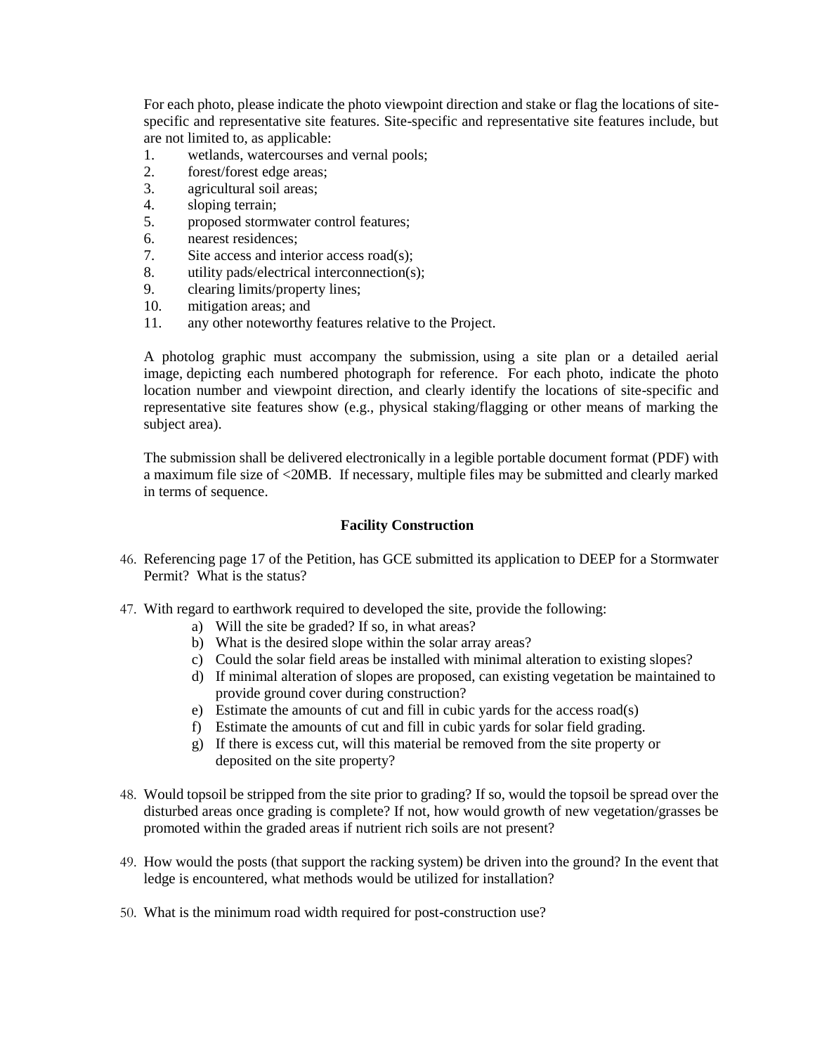For each photo, please indicate the photo viewpoint direction and stake or flag the locations of site-specific and representative site features. Site-specific and representative site features include, but are not limited to, as applicable:

1. wetlands, watercourses and vernal pools;
2. forest/forest edge areas;
3. agricultural soil areas;
4. sloping terrain;
5. proposed stormwater control features;
6. nearest residences;
7. Site access and interior access road(s);
8. utility pads/electrical interconnection(s);
9. clearing limits/property lines;
10. mitigation areas; and
11. any other noteworthy features relative to the Project.

A photolog graphic must accompany the submission, using a site plan or a detailed aerial image, depicting each numbered photograph for reference. For each photo, indicate the photo location number and viewpoint direction, and clearly identify the locations of site-specific and representative site features show (e.g., physical staking/flagging or other means of marking the subject area).

The submission shall be delivered electronically in a legible portable document format (PDF) with a maximum file size of <20MB. If necessary, multiple files may be submitted and clearly marked in terms of sequence.

## Facility Construction

46. Referencing page 17 of the Petition, has GCE submitted its application to DEEP for a Stormwater Permit? What is the status?

47. With regard to earthwork required to developed the site, provide the following:
    a) Will the site be graded? If so, in what areas?
    b) What is the desired slope within the solar array areas?
    c) Could the solar field areas be installed with minimal alteration to existing slopes?
    d) If minimal alteration of slopes are proposed, can existing vegetation be maintained to provide ground cover during construction?
    e) Estimate the amounts of cut and fill in cubic yards for the access road(s)
    f) Estimate the amounts of cut and fill in cubic yards for solar field grading.
    g) If there is excess cut, will this material be removed from the site property or deposited on the site property?

48. Would topsoil be stripped from the site prior to grading? If so, would the topsoil be spread over the disturbed areas once grading is complete? If not, how would growth of new vegetation/grasses be promoted within the graded areas if nutrient rich soils are not present?

49. How would the posts (that support the racking system) be driven into the ground? In the event that ledge is encountered, what methods would be utilized for installation?

50. What is the minimum road width required for post-construction use?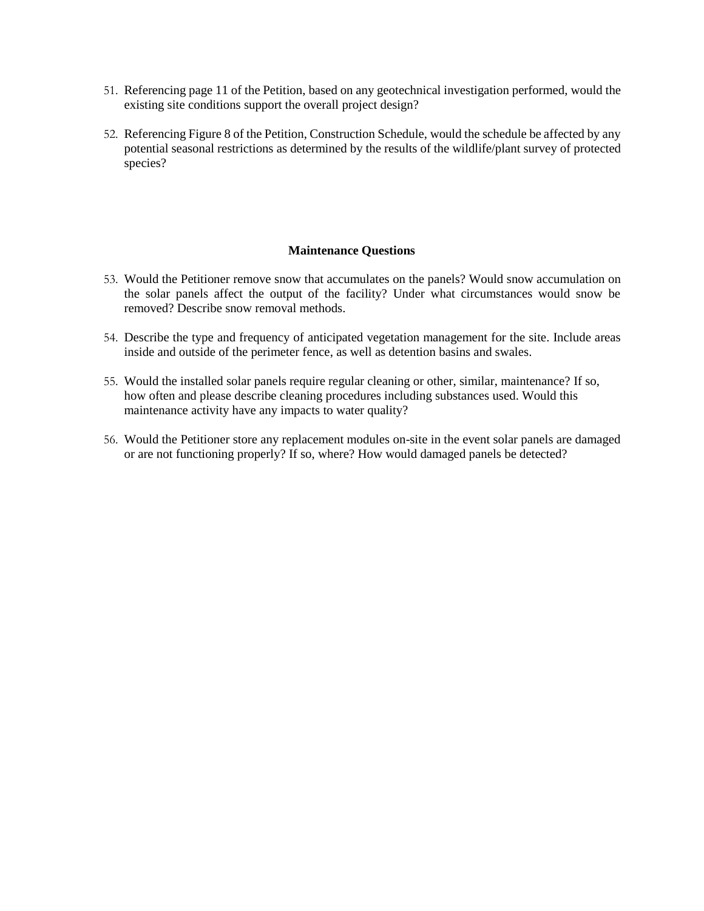51. Referencing page 11 of the Petition, based on any geotechnical investigation performed, would the existing site conditions support the overall project design?

52. Referencing Figure 8 of the Petition, Construction Schedule, would the schedule be affected by any potential seasonal restrictions as determined by the results of the wildlife/plant survey of protected species?

**Maintenance Questions**

53. Would the Petitioner remove snow that accumulates on the panels? Would snow accumulation on the solar panels affect the output of the facility? Under what circumstances would snow be removed? Describe snow removal methods.

54. Describe the type and frequency of anticipated vegetation management for the site. Include areas inside and outside of the perimeter fence, as well as detention basins and swales.

55. Would the installed solar panels require regular cleaning or other, similar, maintenance? If so, how often and please describe cleaning procedures including substances used. Would this maintenance activity have any impacts to water quality?

56. Would the Petitioner store any replacement modules on-site in the event solar panels are damaged or are not functioning properly? If so, where? How would damaged panels be detected?